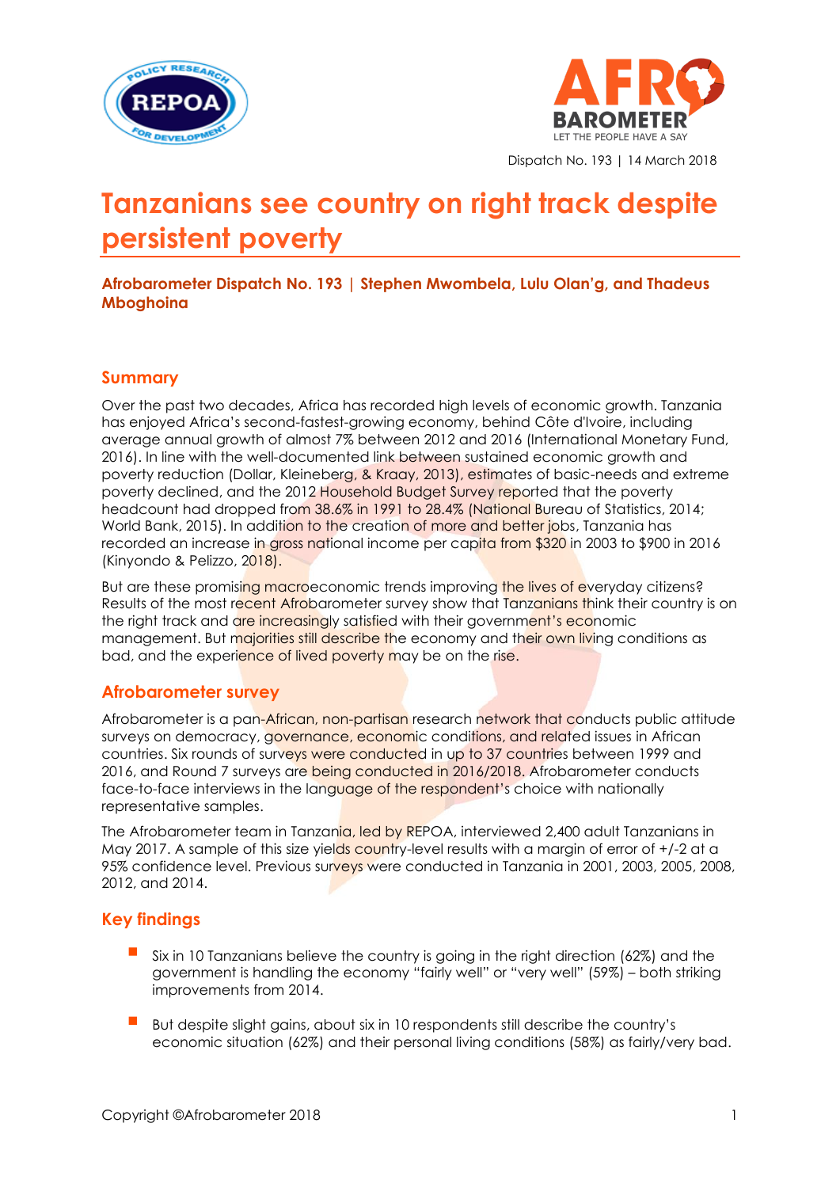Dispatch No. 193 | 14 March 2018

# Tanzanians see country on right track despite persistent poverty

**Afrobarometer Dispatch No. 193 | Stephen Mwombela, Lulu Olan'g, and Thadeus Mboghoina**

## Summary

Over the past two decades, Africa has recorded high levels of economic growth. Tanzania has enjoyed Africa's second-fastest-growing economy, behind Côte d'Ivoire, including average annual growth of almost 7% between 2012 and 2016 (International Monetary Fund, 2016). In line with the well-documented link between sustained economic growth and poverty reduction (Dollar, Kleineberg, & Kraay, 2013), estimates of basic-needs and extreme poverty declined, and the 2012 Household Budget Survey reported that the poverty headcount had dropped from 38.6% in 1991 to 28.4% (National Bureau of Statistics, 2014; World Bank, 2015). In addition to the creation of more and better jobs, Tanzania has recorded an increase in gross national income per capita from $320 in 2003 to $900 in 2016 (Kinyondo & Pelizzo, 2018).

But are these promising macroeconomic trends improving the lives of everyday citizens? Results of the most recent Afrobarometer survey show that Tanzanians think their country is on the right track and are increasingly satisfied with their government's economic management. But majorities still describe the economy and their own living conditions as bad, and the experience of lived poverty may be on the rise.

## Afrobarometer survey

Afrobarometer is a pan-African, non-partisan research network that conducts public attitude surveys on democracy, governance, economic conditions, and related issues in African countries. Six rounds of surveys were conducted in up to 37 countries between 1999 and 2016, and Round 7 surveys are being conducted in 2016/2018. Afrobarometer conducts face-to-face interviews in the language of the respondent's choice with nationally representative samples.

The Afrobarometer team in Tanzania, led by REPOA, interviewed 2,400 adult Tanzanians in May 2017. A sample of this size yields country-level results with a margin of error of +/-2 at a 95% confidence level. Previous surveys were conducted in Tanzania in 2001, 2003, 2005, 2008, 2012, and 2014.

## Key findings

- Six in 10 Tanzanians believe the country is going in the right direction (62%) and the government is handling the economy "fairly well" or "very well" (59%) – both striking improvements from 2014.
- But despite slight gains, about six in 10 respondents still describe the country's economic situation (62%) and their personal living conditions (58%) as fairly/very bad.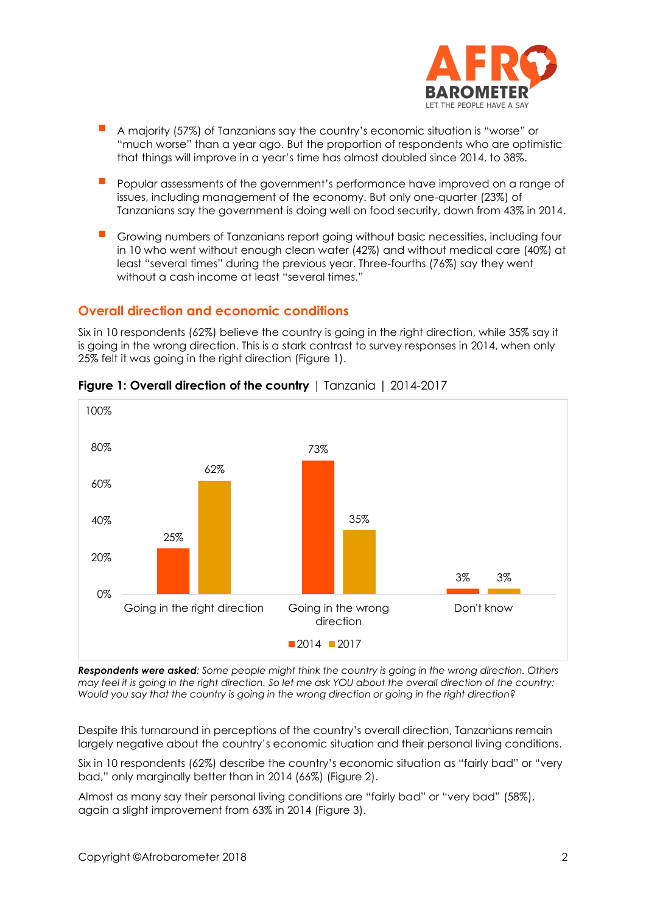- A majority (57%) of Tanzanians say the country's economic situation is "worse" or "much worse" than a year ago. But the proportion of respondents who are optimistic that things will improve in a year's time has almost doubled since 2014, to 38%.
- Popular assessments of the government's performance have improved on a range of issues, including management of the economy. But only one-quarter (23%) of Tanzanians say the government is doing well on food security, down from 43% in 2014.
- Growing numbers of Tanzanians report going without basic necessities, including four in 10 who went without enough clean water (42%) and without medical care (40%) at least "several times" during the previous year. Three-fourths (76%) say they went without a cash income at least "several times."

## Overall direction and economic conditions

Six in 10 respondents (62%) believe the country is going in the right direction, while 35% say it is going in the wrong direction. This is a stark contrast to survey responses in 2014, when only 25% felt it was going in the right direction (Figure 1).

**Figure 1: Overall direction of the country** | Tanzania | 2014-2017

| | 2014 | 2017 |
|---|---|---|
| Going in the right direction | 25% | 62% |
| Going in the wrong direction | 73% | 35% |
| Don't know | 3% | 3% |

***Respondents were asked**: Some people might think the country is going in the wrong direction. Others may feel it is going in the right direction. So let me ask YOU about the overall direction of the country: Would you say that the country is going in the wrong direction or going in the right direction?*

Despite this turnaround in perceptions of the country's overall direction, Tanzanians remain largely negative about the country's economic situation and their personal living conditions.

Six in 10 respondents (62%) describe the country's economic situation as "fairly bad" or "very bad," only marginally better than in 2014 (66%) (Figure 2).

Almost as many say their personal living conditions are "fairly bad" or "very bad" (58%), again a slight improvement from 63% in 2014 (Figure 3).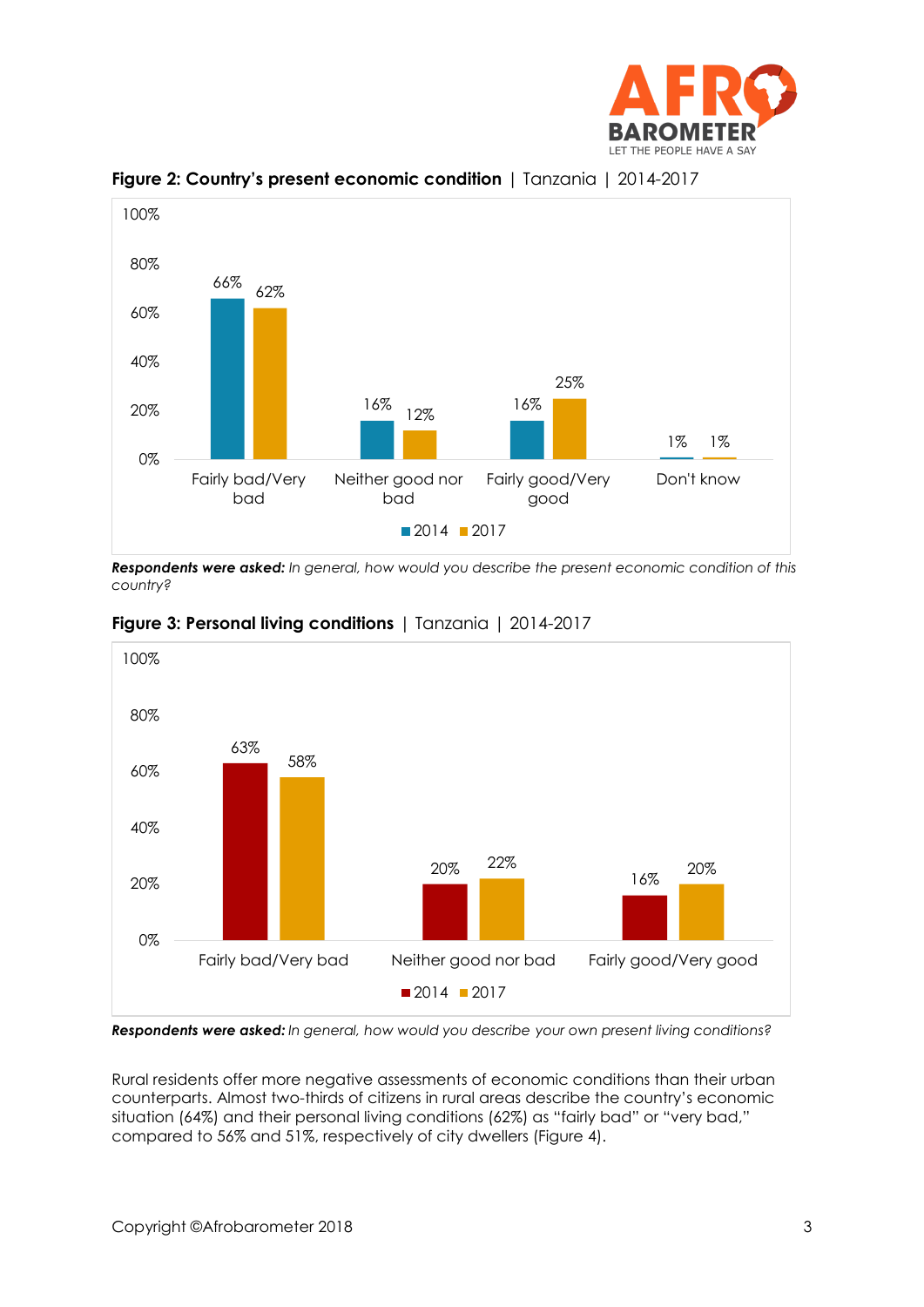**Figure 2: Country's present economic condition** | Tanzania | 2014-2017

| | 2014 | 2017 |
|---|---|---|
| Fairly bad/Very bad | 66% | 62% |
| Neither good nor bad | 16% | 12% |
| Fairly good/Very good | 16% | 25% |
| Don't know | 1% | 1% |

***Respondents were asked:*** *In general, how would you describe the present economic condition of this country?*

**Figure 3: Personal living conditions** | Tanzania | 2014-2017

| | 2014 | 2017 |
|---|---|---|
| Fairly bad/Very bad | 63% | 58% |
| Neither good nor bad | 20% | 22% |
| Fairly good/Very good | 16% | 20% |

***Respondents were asked:*** *In general, how would you describe your own present living conditions?*

Rural residents offer more negative assessments of economic conditions than their urban counterparts. Almost two-thirds of citizens in rural areas describe the country's economic situation (64%) and their personal living conditions (62%) as "fairly bad" or "very bad," compared to 56% and 51%, respectively of city dwellers (Figure 4).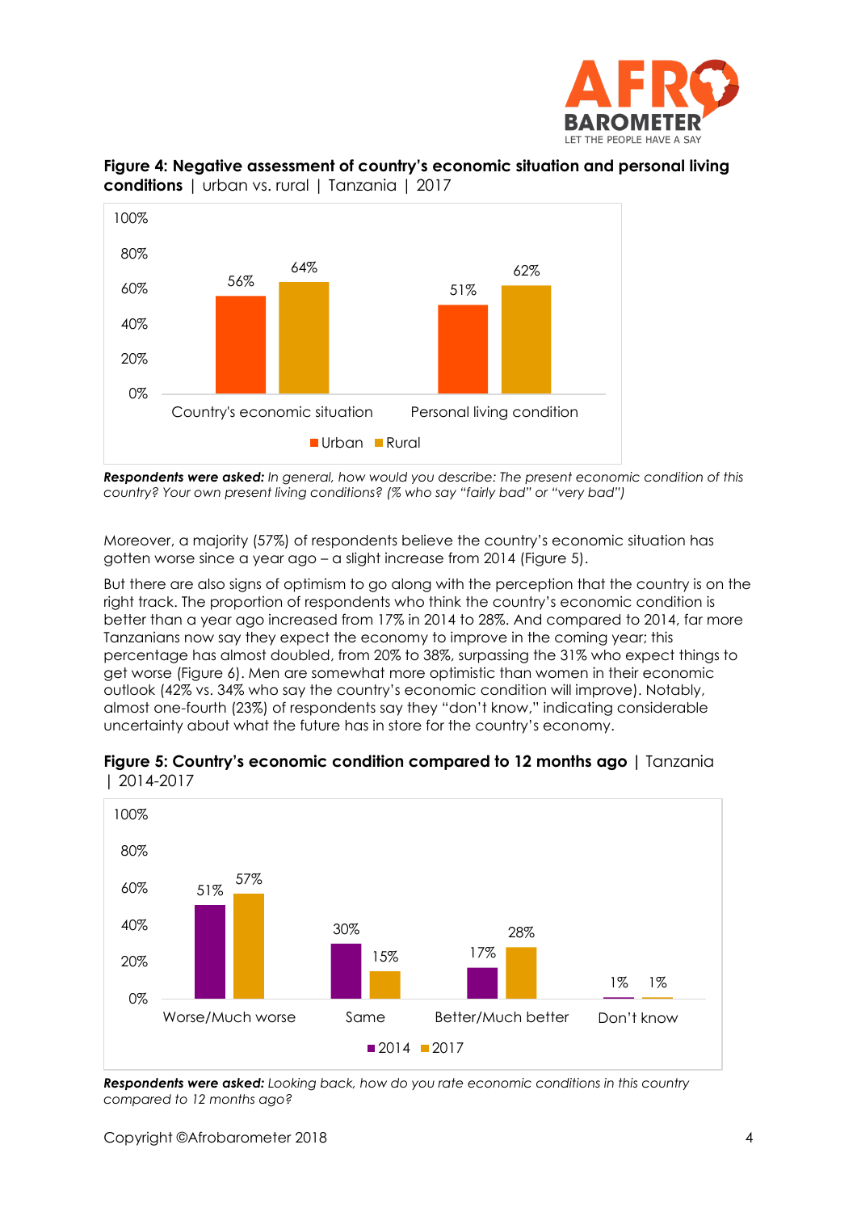**Figure 4: Negative assessment of country's economic situation and personal living conditions** | urban vs. rural | Tanzania | 2017

| | Urban | Rural |
|---|---|---|
| Country's economic situation | 56% | 64% |
| Personal living condition | 51% | 62% |

***Respondents were asked:*** *In general, how would you describe: The present economic condition of this country? Your own present living conditions? (% who say "fairly bad" or "very bad")*

Moreover, a majority (57%) of respondents believe the country's economic situation has gotten worse since a year ago – a slight increase from 2014 (Figure 5).

But there are also signs of optimism to go along with the perception that the country is on the right track. The proportion of respondents who think the country's economic condition is better than a year ago increased from 17% in 2014 to 28%. And compared to 2014, far more Tanzanians now say they expect the economy to improve in the coming year; this percentage has almost doubled, from 20% to 38%, surpassing the 31% who expect things to get worse (Figure 6). Men are somewhat more optimistic than women in their economic outlook (42% vs. 34% who say the country's economic condition will improve). Notably, almost one-fourth (23%) of respondents say they "don't know," indicating considerable uncertainty about what the future has in store for the country's economy.

**Figure 5: Country's economic condition compared to 12 months ago** | Tanzania | 2014-2017

| | 2014 | 2017 |
|---|---|---|
| Worse/Much worse | 51% | 57% |
| Same | 30% | 15% |
| Better/Much better | 17% | 28% |
| Don't know | 1% | 1% |

***Respondents were asked:*** *Looking back, how do you rate economic conditions in this country compared to 12 months ago?*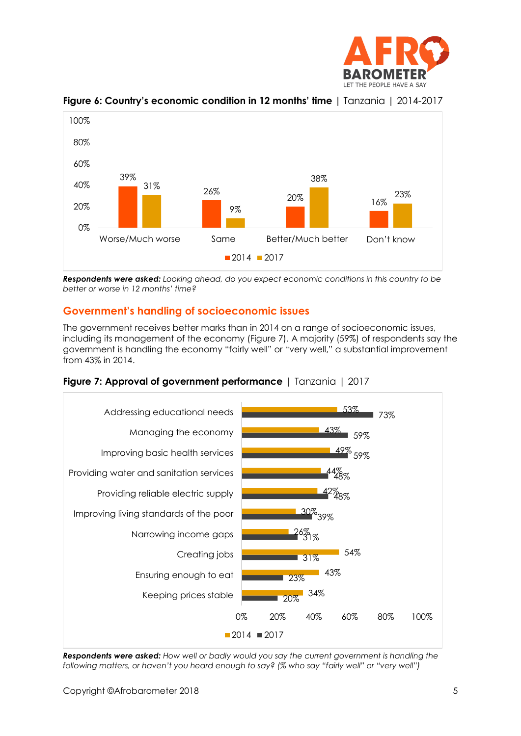**Figure 6: Country's economic condition in 12 months' time** | Tanzania | 2014-2017

| | 2014 | 2017 |
|---|---|---|
| Worse/Much worse | 39% | 31% |
| Same | 26% | 9% |
| Better/Much better | 20% | 38% |
| Don't know | 16% | 23% |

***Respondents were asked:*** *Looking ahead, do you expect economic conditions in this country to be better or worse in 12 months' time?*

## Government's handling of socioeconomic issues

The government receives better marks than in 2014 on a range of socioeconomic issues, including its management of the economy (Figure 7). A majority (59%) of respondents say the government is handling the economy "fairly well" or "very well," a substantial improvement from 43% in 2014.

**Figure 7: Approval of government performance** | Tanzania | 2017

| | 2014 | 2017 |
|---|---|---|
| Addressing educational needs | 53% | 73% |
| Managing the economy | 43% | 59% |
| Improving basic health services | 49% | 59% |
| Providing water and sanitation services | 44% | 48% |
| Providing reliable electric supply | 42% | 48% |
| Improving living standards of the poor | 30% | 39% |
| Narrowing income gaps | 26% | 31% |
| Creating jobs | 54% | 31% |
| Ensuring enough to eat | 43% | 23% |
| Keeping prices stable | 34% | 20% |

***Respondents were asked:*** *How well or badly would you say the current government is handling the following matters, or haven't you heard enough to say? (% who say "fairly well" or "very well")*

Copyright ©Afrobarometer 2018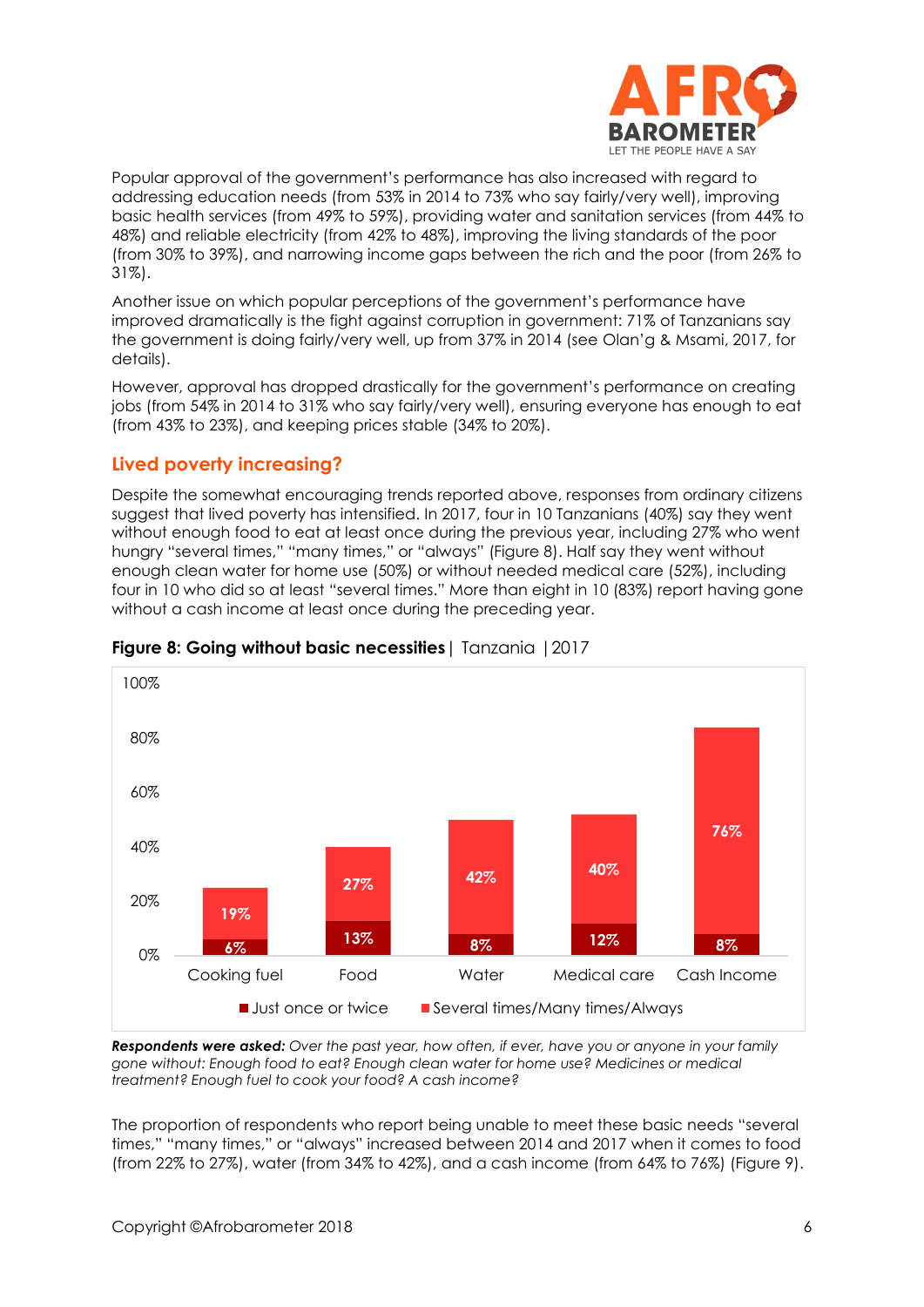Popular approval of the government's performance has also increased with regard to addressing education needs (from 53% in 2014 to 73% who say fairly/very well), improving basic health services (from 49% to 59%), providing water and sanitation services (from 44% to 48%) and reliable electricity (from 42% to 48%), improving the living standards of the poor (from 30% to 39%), and narrowing income gaps between the rich and the poor (from 26% to 31%).

Another issue on which popular perceptions of the government's performance have improved dramatically is the fight against corruption in government: 71% of Tanzanians say the government is doing fairly/very well, up from 37% in 2014 (see Olan'g & Msami, 2017, for details).

However, approval has dropped drastically for the government's performance on creating jobs (from 54% in 2014 to 31% who say fairly/very well), ensuring everyone has enough to eat (from 43% to 23%), and keeping prices stable (34% to 20%).

## Lived poverty increasing?

Despite the somewhat encouraging trends reported above, responses from ordinary citizens suggest that lived poverty has intensified. In 2017, four in 10 Tanzanians (40%) say they went without enough food to eat at least once during the previous year, including 27% who went hungry "several times," "many times," or "always" (Figure 8). Half say they went without enough clean water for home use (50%) or without needed medical care (52%), including four in 10 who did so at least "several times." More than eight in 10 (83%) report having gone without a cash income at least once during the preceding year.

**Figure 8: Going without basic necessities** | Tanzania | 2017

| | Cooking fuel | Food | Water | Medical care | Cash Income |
|---|---|---|---|---|---|
| Just once or twice | 6% | 13% | 8% | 12% | 8% |
| Several times/Many times/Always | 19% | 27% | 42% | 40% | 76% |

***Respondents were asked:*** *Over the past year, how often, if ever, have you or anyone in your family gone without: Enough food to eat? Enough clean water for home use? Medicines or medical treatment? Enough fuel to cook your food? A cash income?*

The proportion of respondents who report being unable to meet these basic needs "several times," "many times," or "always" increased between 2014 and 2017 when it comes to food (from 22% to 27%), water (from 34% to 42%), and a cash income (from 64% to 76%) (Figure 9).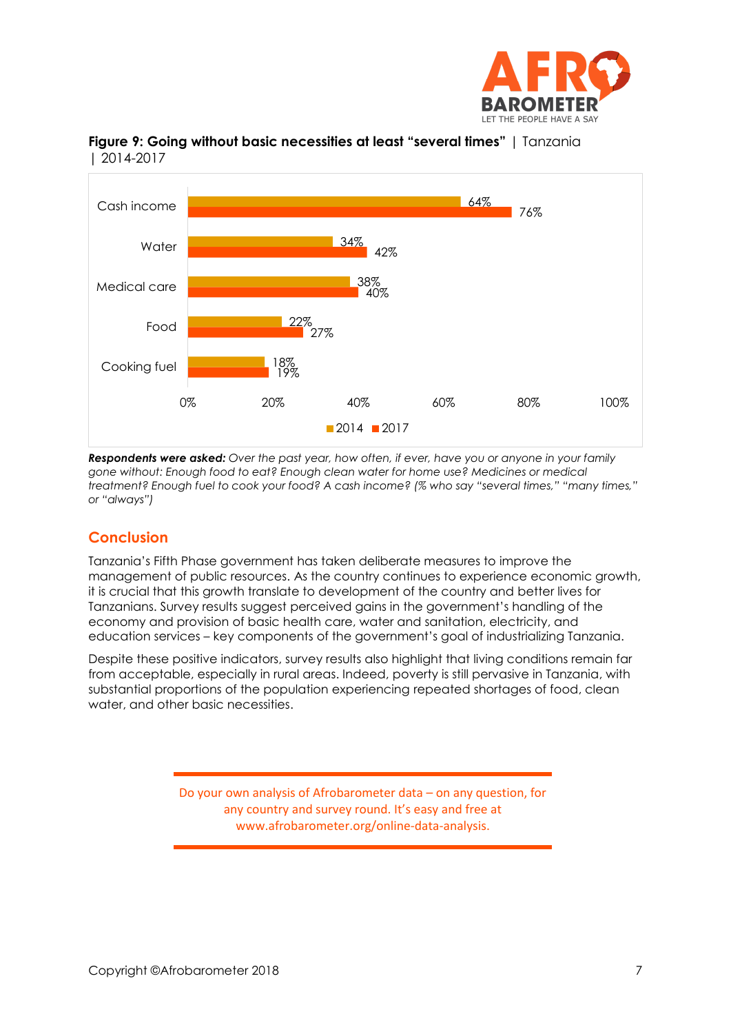**Figure 9: Going without basic necessities at least "several times"** | Tanzania | 2014-2017

| | 2014 | 2017 |
|---|---|---|
| Cash income | 64% | 76% |
| Water | 34% | 42% |
| Medical care | 38% | 40% |
| Food | 22% | 27% |
| Cooking fuel | 18% | 19% |

***Respondents were asked:*** *Over the past year, how often, if ever, have you or anyone in your family gone without: Enough food to eat? Enough clean water for home use? Medicines or medical treatment? Enough fuel to cook your food? A cash income? (% who say "several times," "many times," or "always")*

## Conclusion

Tanzania's Fifth Phase government has taken deliberate measures to improve the management of public resources. As the country continues to experience economic growth, it is crucial that this growth translate to development of the country and better lives for Tanzanians. Survey results suggest perceived gains in the government's handling of the economy and provision of basic health care, water and sanitation, electricity, and education services – key components of the government's goal of industrializing Tanzania.

Despite these positive indicators, survey results also highlight that living conditions remain far from acceptable, especially in rural areas. Indeed, poverty is still pervasive in Tanzania, with substantial proportions of the population experiencing repeated shortages of food, clean water, and other basic necessities.

Do your own analysis of Afrobarometer data – on any question, for any country and survey round. It's easy and free at www.afrobarometer.org/online-data-analysis.

Copyright ©Afrobarometer 2018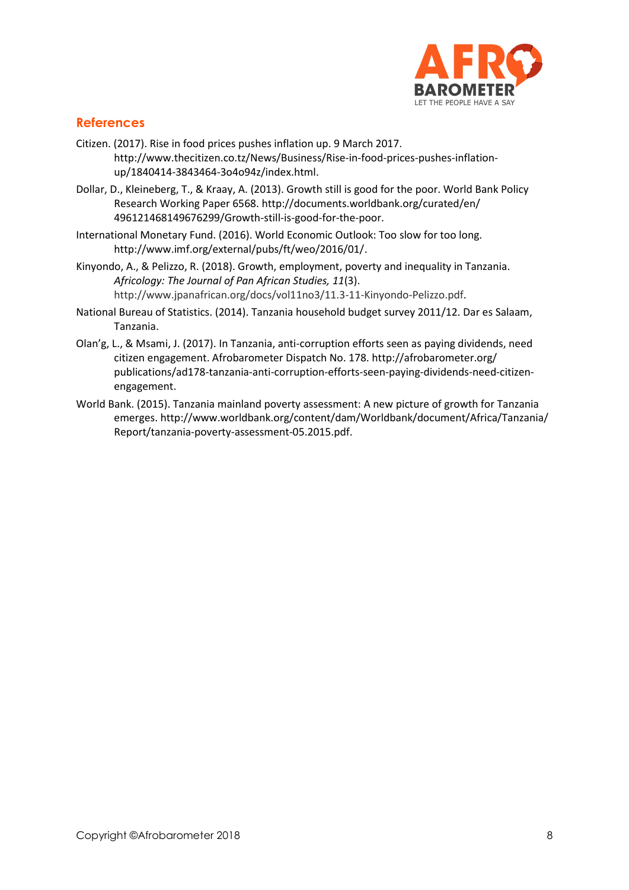## References

Citizen. (2017). Rise in food prices pushes inflation up. 9 March 2017. http://www.thecitizen.co.tz/News/Business/Rise-in-food-prices-pushes-inflation-up/1840414-3843464-3o4o94z/index.html.

Dollar, D., Kleineberg, T., & Kraay, A. (2013). Growth still is good for the poor. World Bank Policy Research Working Paper 6568. http://documents.worldbank.org/curated/en/496121468149676299/Growth-still-is-good-for-the-poor.

International Monetary Fund. (2016). World Economic Outlook: Too slow for too long. http://www.imf.org/external/pubs/ft/weo/2016/01/.

Kinyondo, A., & Pelizzo, R. (2018). Growth, employment, poverty and inequality in Tanzania. *Africology: The Journal of Pan African Studies, 11*(3). http://www.jpanafrican.org/docs/vol11no3/11.3-11-Kinyondo-Pelizzo.pdf.

National Bureau of Statistics. (2014). Tanzania household budget survey 2011/12. Dar es Salaam, Tanzania.

Olan'g, L., & Msami, J. (2017). In Tanzania, anti-corruption efforts seen as paying dividends, need citizen engagement. Afrobarometer Dispatch No. 178. http://afrobarometer.org/publications/ad178-tanzania-anti-corruption-efforts-seen-paying-dividends-need-citizen-engagement.

World Bank. (2015). Tanzania mainland poverty assessment: A new picture of growth for Tanzania emerges. http://www.worldbank.org/content/dam/Worldbank/document/Africa/Tanzania/Report/tanzania-poverty-assessment-05.2015.pdf.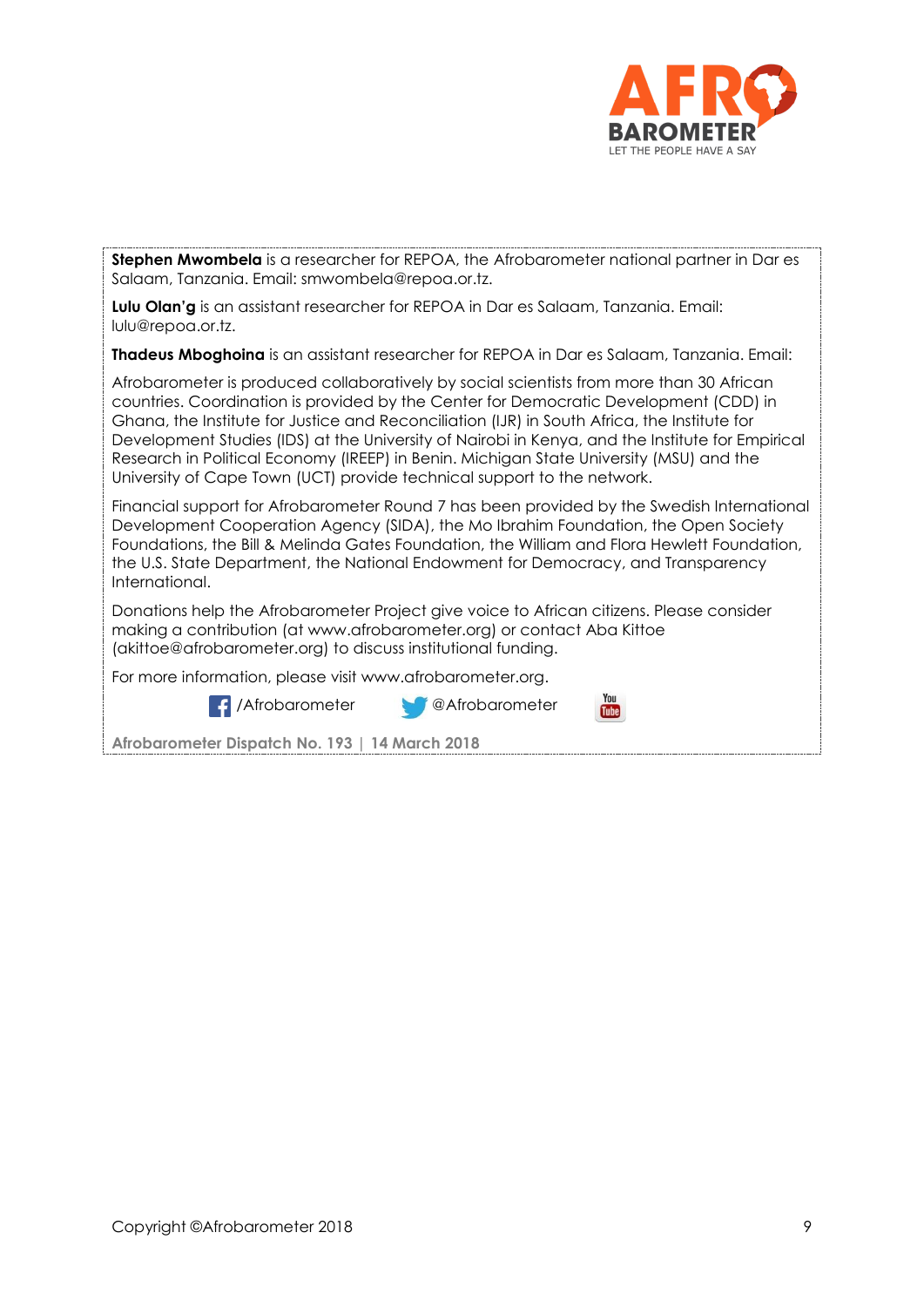**Stephen Mwombela** is a researcher for REPOA, the Afrobarometer national partner in Dar es Salaam, Tanzania. Email: smwombela@repoa.or.tz.

**Lulu Olan'g** is an assistant researcher for REPOA in Dar es Salaam, Tanzania. Email: lulu@repoa.or.tz.

**Thadeus Mboghoina** is an assistant researcher for REPOA in Dar es Salaam, Tanzania. Email:

Afrobarometer is produced collaboratively by social scientists from more than 30 African countries. Coordination is provided by the Center for Democratic Development (CDD) in Ghana, the Institute for Justice and Reconciliation (IJR) in South Africa, the Institute for Development Studies (IDS) at the University of Nairobi in Kenya, and the Institute for Empirical Research in Political Economy (IREEP) in Benin. Michigan State University (MSU) and the University of Cape Town (UCT) provide technical support to the network.

Financial support for Afrobarometer Round 7 has been provided by the Swedish International Development Cooperation Agency (SIDA), the Mo Ibrahim Foundation, the Open Society Foundations, the Bill & Melinda Gates Foundation, the William and Flora Hewlett Foundation, the U.S. State Department, the National Endowment for Democracy, and Transparency International.

Donations help the Afrobarometer Project give voice to African citizens. Please consider making a contribution (at www.afrobarometer.org) or contact Aba Kittoe (akittoe@afrobarometer.org) to discuss institutional funding.

For more information, please visit www.afrobarometer.org.

/Afrobarometer @Afrobarometer

**Afrobarometer Dispatch No. 193 | 14 March 2018**

Copyright ©Afrobarometer 2018